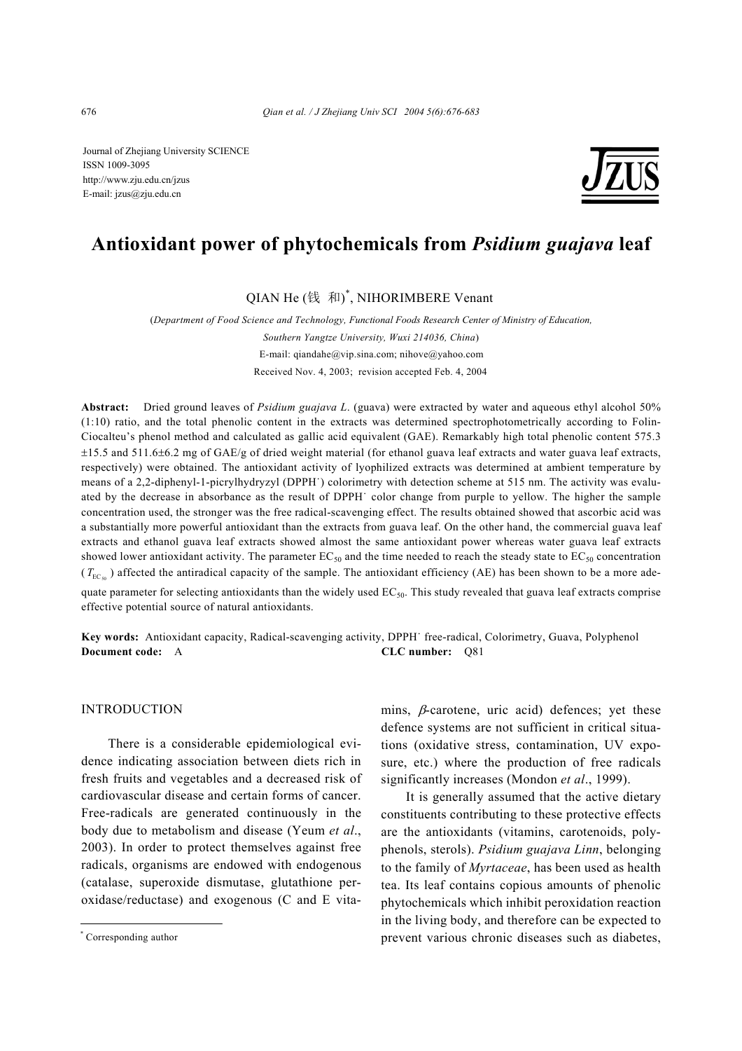Journal of Zhejiang University SCIENCE
ISSN 1009-3095
http://www.zju.edu.cn/jzus
E-mail: jzus@zju.edu.cn

# Antioxidant power of phytochemicals from *Psidium guajava* leaf

QIAN He (钱 和)*, NIHORIMBERE Venant

(*Department of Food Science and Technology, Functional Foods Research Center of Ministry of Education, Southern Yangtze University, Wuxi 214036, China*)

E-mail: qiandahe@vip.sina.com; nihove@yahoo.com

Received Nov. 4, 2003; revision accepted Feb. 4, 2004

**Abstract:** Dried ground leaves of *Psidium guajava L*. (guava) were extracted by water and aqueous ethyl alcohol 50% (1:10) ratio, and the total phenolic content in the extracts was determined spectrophotometrically according to Folin-Ciocalteu's phenol method and calculated as gallic acid equivalent (GAE). Remarkably high total phenolic content 575.3 ±15.5 and 511.6±6.2 mg of GAE/g of dried weight material (for ethanol guava leaf extracts and water guava leaf extracts, respectively) were obtained. The antioxidant activity of lyophilized extracts was determined at ambient temperature by means of a 2,2-diphenyl-1-picrylhydryzyl ($DPPH^{\cdot}$) colorimetry with detection scheme at 515 nm. The activity was evaluated by the decrease in absorbance as the result of $DPPH^{\cdot}$ color change from purple to yellow. The higher the sample concentration used, the stronger was the free radical-scavenging effect. The results obtained showed that ascorbic acid was a substantially more powerful antioxidant than the extracts from guava leaf. On the other hand, the commercial guava leaf extracts and ethanol guava leaf extracts showed almost the same antioxidant power whereas water guava leaf extracts showed lower antioxidant activity. The parameter $EC_{50}$ and the time needed to reach the steady state to $EC_{50}$ concentration ($T_{EC_{50}}$) affected the antiradical capacity of the sample. The antioxidant efficiency (AE) has been shown to be a more adequate parameter for selecting antioxidants than the widely used $EC_{50}$. This study revealed that guava leaf extracts comprise effective potential source of natural antioxidants.

**Key words:** Antioxidant capacity, Radical-scavenging activity, $DPPH^{\cdot}$ free-radical, Colorimetry, Guava, Polyphenol

**Document code:** A **CLC number:** Q81

## INTRODUCTION

There is a considerable epidemiological evidence indicating association between diets rich in fresh fruits and vegetables and a decreased risk of cardiovascular disease and certain forms of cancer. Free-radicals are generated continuously in the body due to metabolism and disease (Yeum *et al*., 2003). In order to protect themselves against free radicals, organisms are endowed with endogenous (catalase, superoxide dismutase, glutathione peroxidase/reductase) and exogenous (C and E vitamins, $\beta$-carotene, uric acid) defences; yet these defence systems are not sufficient in critical situations (oxidative stress, contamination, UV exposure, etc.) where the production of free radicals significantly increases (Mondon *et al*., 1999).

It is generally assumed that the active dietary constituents contributing to these protective effects are the antioxidants (vitamins, carotenoids, polyphenols, sterols). *Psidium guajava Linn*, belonging to the family of *Myrtaceae*, has been used as health tea. Its leaf contains copious amounts of phenolic phytochemicals which inhibit peroxidation reaction in the living body, and therefore can be expected to prevent various chronic diseases such as diabetes,

* Corresponding author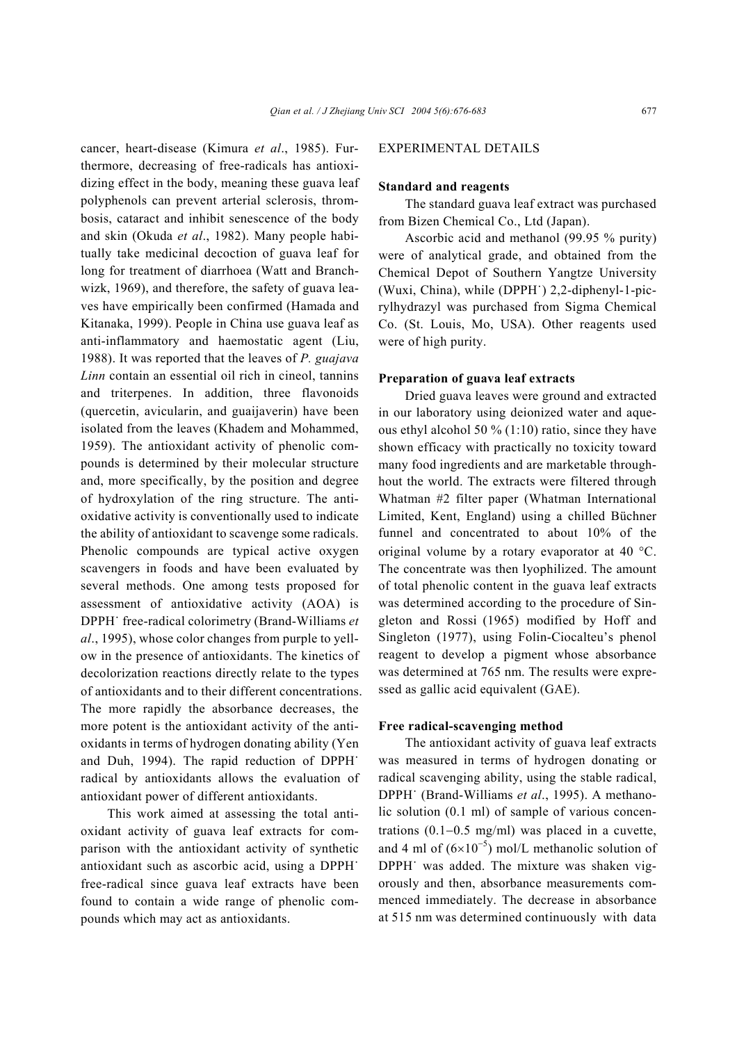cancer, heart-disease (Kimura *et al*., 1985). Furthermore, decreasing of free-radicals has antioxidizing effect in the body, meaning these guava leaf polyphenols can prevent arterial sclerosis, thrombosis, cataract and inhibit senescence of the body and skin (Okuda *et al*., 1982). Many people habitually take medicinal decoction of guava leaf for long for treatment of diarrhoea (Watt and Branchwizk, 1969), and therefore, the safety of guava leaves have empirically been confirmed (Hamada and Kitanaka, 1999). People in China use guava leaf as anti-inflammatory and haemostatic agent (Liu, 1988). It was reported that the leaves of *P. guajava Linn* contain an essential oil rich in cineol, tannins and triterpenes. In addition, three flavonoids (quercetin, avicularin, and guaijaverin) have been isolated from the leaves (Khadem and Mohammed, 1959). The antioxidant activity of phenolic compounds is determined by their molecular structure and, more specifically, by the position and degree of hydroxylation of the ring structure. The antioxidative activity is conventionally used to indicate the ability of antioxidant to scavenge some radicals. Phenolic compounds are typical active oxygen scavengers in foods and have been evaluated by several methods. One among tests proposed for assessment of antioxidative activity (AOA) is $DPPH^{\cdot}$ free-radical colorimetry (Brand-Williams *et al*., 1995), whose color changes from purple to yellow in the presence of antioxidants. The kinetics of decolorization reactions directly relate to the types of antioxidants and to their different concentrations. The more rapidly the absorbance decreases, the more potent is the antioxidant activity of the antioxidants in terms of hydrogen donating ability (Yen and Duh, 1994). The rapid reduction of $DPPH^{\cdot}$ radical by antioxidants allows the evaluation of antioxidant power of different antioxidants.

This work aimed at assessing the total antioxidant activity of guava leaf extracts for comparison with the antioxidant activity of synthetic antioxidant such as ascorbic acid, using a $DPPH^{\cdot}$ free-radical since guava leaf extracts have been found to contain a wide range of phenolic compounds which may act as antioxidants.

## EXPERIMENTAL DETAILS

### Standard and reagents

The standard guava leaf extract was purchased from Bizen Chemical Co., Ltd (Japan).

Ascorbic acid and methanol (99.95 % purity) were of analytical grade, and obtained from the Chemical Depot of Southern Yangtze University (Wuxi, China), while ($DPPH^{\cdot}$) 2,2-diphenyl-1-picrylhydrazyl was purchased from Sigma Chemical Co. (St. Louis, Mo, USA). Other reagents used were of high purity.

### Preparation of guava leaf extracts

Dried guava leaves were ground and extracted in our laboratory using deionized water and aqueous ethyl alcohol 50 % (1:10) ratio, since they have shown efficacy with practically no toxicity toward many food ingredients and are marketable throughhout the world. The extracts were filtered through Whatman #2 filter paper (Whatman International Limited, Kent, England) using a chilled Büchner funnel and concentrated to about 10% of the original volume by a rotary evaporator at 40 °C. The concentrate was then lyophilized. The amount of total phenolic content in the guava leaf extracts was determined according to the procedure of Singleton and Rossi (1965) modified by Hoff and Singleton (1977), using Folin-Ciocalteu's phenol reagent to develop a pigment whose absorbance was determined at 765 nm. The results were expressed as gallic acid equivalent (GAE).

### Free radical-scavenging method

The antioxidant activity of guava leaf extracts was measured in terms of hydrogen donating or radical scavenging ability, using the stable radical, $DPPH^{\cdot}$ (Brand-Williams *et al*., 1995). A methanolic solution (0.1 ml) of sample of various concentrations (0.1–0.5 mg/ml) was placed in a cuvette, and 4 ml of ($6\times10^{-5}$) mol/L methanolic solution of $DPPH^{\cdot}$ was added. The mixture was shaken vigorously and then, absorbance measurements commenced immediately. The decrease in absorbance at 515 nm was determined continuously with data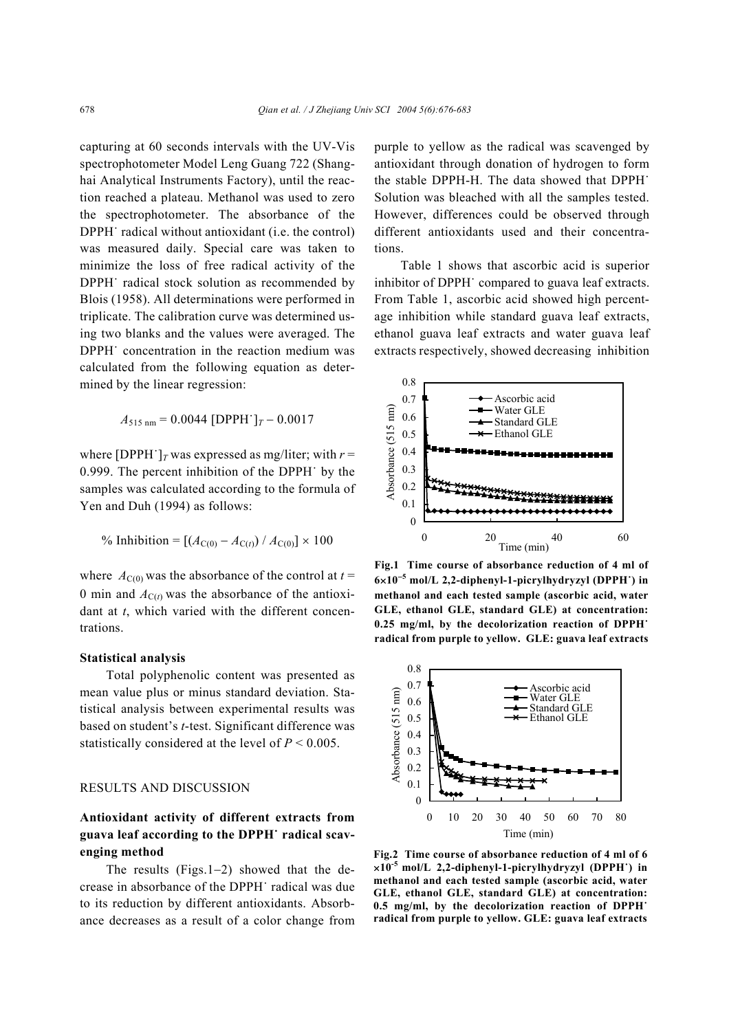capturing at 60 seconds intervals with the UV-Vis spectrophotometer Model Leng Guang 722 (Shanghai Analytical Instruments Factory), until the reaction reached a plateau. Methanol was used to zero the spectrophotometer. The absorbance of the $DPPH^{\cdot}$ radical without antioxidant (i.e. the control) was measured daily. Special care was taken to minimize the loss of free radical activity of the $DPPH^{\cdot}$ radical stock solution as recommended by Blois (1958). All determinations were performed in triplicate. The calibration curve was determined using two blanks and the values were averaged. The $DPPH^{\cdot}$ concentration in the reaction medium was calculated from the following equation as determined by the linear regression:

$$A_{515\text{ nm}} = 0.0044\,[DPPH^{\cdot}]_T - 0.0017$$

where $[DPPH^{\cdot}]_T$ was expressed as mg/liter; with $r = 0.999$. The percent inhibition of the $DPPH^{\cdot}$ by the samples was calculated according to the formula of Yen and Duh (1994) as follows:

$$\%\text{ Inhibition} = [(A_{C(0)} - A_{C(t)}) / A_{C(0)}] \times 100$$

where $A_{C(0)}$ was the absorbance of the control at $t = 0$ min and $A_{C(t)}$ was the absorbance of the antioxidant at $t$, which varied with the different concentrations.

### Statistical analysis

Total polyphenolic content was presented as mean value plus or minus standard deviation. Statistical analysis between experimental results was based on student's $t$-test. Significant difference was statistically considered at the level of $P < 0.005$.

## RESULTS AND DISCUSSION

### Antioxidant activity of different extracts from guava leaf according to the $DPPH^{\cdot}$ radical scavenging method

The results (Figs.1–2) showed that the decrease in absorbance of the $DPPH^{\cdot}$ radical was due to its reduction by different antioxidants. Absorbance decreases as a result of a color change from purple to yellow as the radical was scavenged by antioxidant through donation of hydrogen to form the stable DPPH-H. The data showed that $DPPH^{\cdot}$ Solution was bleached with all the samples tested. However, differences could be observed through different antioxidants used and their concentrations.

Table 1 shows that ascorbic acid is superior inhibitor of $DPPH^{\cdot}$ compared to guava leaf extracts. From Table 1, ascorbic acid showed high percentage inhibition while standard guava leaf extracts, ethanol guava leaf extracts and water guava leaf extracts respectively, showed decreasing inhibition

**Fig.1 Time course of absorbance reduction of 4 ml of $6\times10^{-5}$ mol/L 2,2-diphenyl-1-picrylhydryzyl ($DPPH^{\cdot}$) in methanol and each tested sample (ascorbic acid, water GLE, ethanol GLE, standard GLE) at concentration: 0.25 mg/ml, by the decolorization reaction of $DPPH^{\cdot}$ radical from purple to yellow. GLE: guava leaf extracts**

**Fig.2 Time course of absorbance reduction of 4 ml of $6\times10^{-5}$ mol/L 2,2-diphenyl-1-picrylhydryzyl ($DPPH^{\cdot}$) in methanol and each tested sample (ascorbic acid, water GLE, ethanol GLE, standard GLE) at concentration: 0.5 mg/ml, by the decolorization reaction of $DPPH^{\cdot}$ radical from purple to yellow. GLE: guava leaf extracts**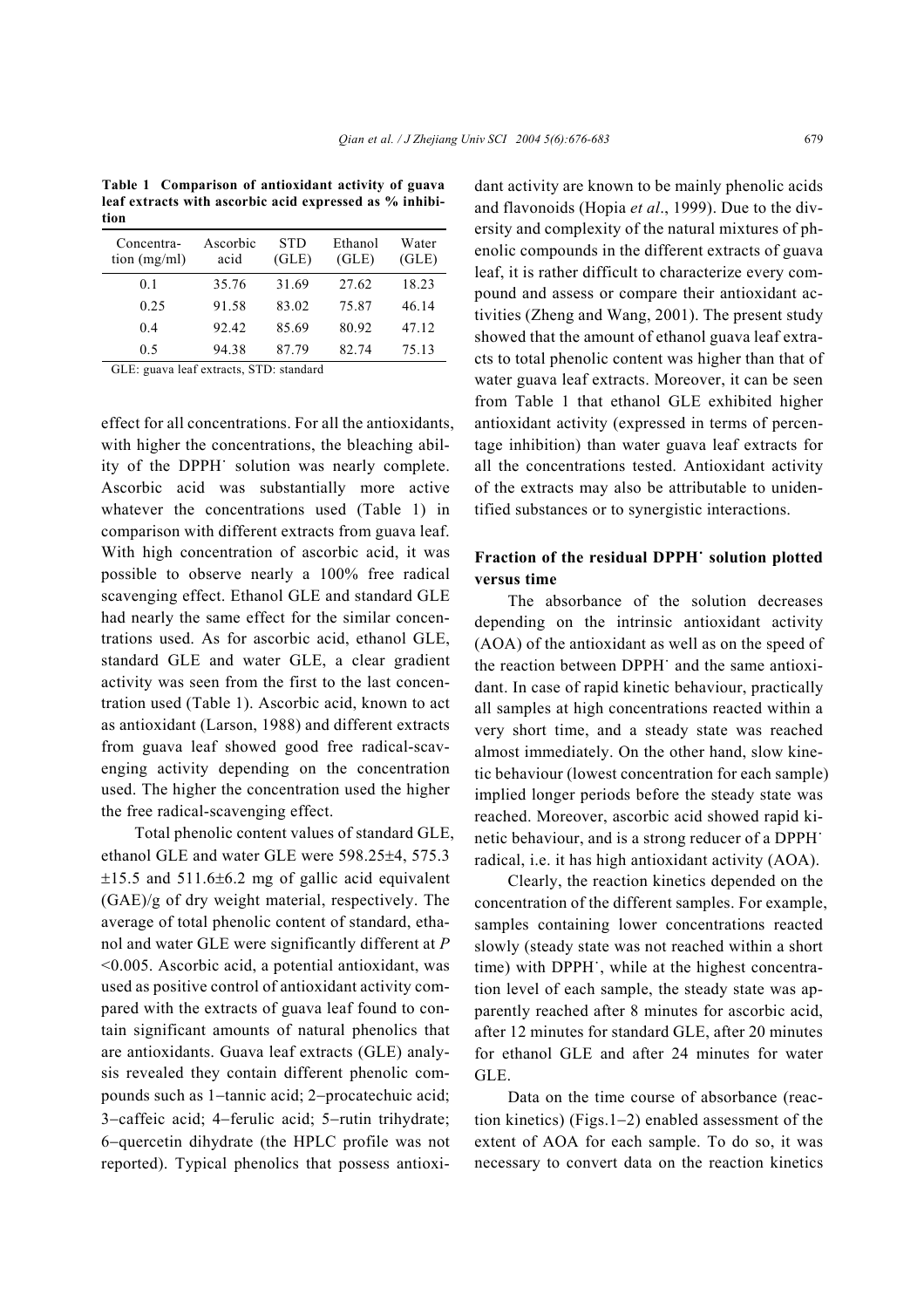**Table 1 Comparison of antioxidant activity of guava leaf extracts with ascorbic acid expressed as % inhibition**

| Concentration (mg/ml) | Ascorbic acid | STD (GLE) | Ethanol (GLE) | Water (GLE) |
|---|---|---|---|---|
| 0.1 | 35.76 | 31.69 | 27.62 | 18.23 |
| 0.25 | 91.58 | 83.02 | 75.87 | 46.14 |
| 0.4 | 92.42 | 85.69 | 80.92 | 47.12 |
| 0.5 | 94.38 | 87.79 | 82.74 | 75.13 |

GLE: guava leaf extracts, STD: standard

effect for all concentrations. For all the antioxidants, with higher the concentrations, the bleaching ability of the DPPH$^{\cdot}$ solution was nearly complete. Ascorbic acid was substantially more active whatever the concentrations used (Table 1) in comparison with different extracts from guava leaf. With high concentration of ascorbic acid, it was possible to observe nearly a 100% free radical scavenging effect. Ethanol GLE and standard GLE had nearly the same effect for the similar concentrations used. As for ascorbic acid, ethanol GLE, standard GLE and water GLE, a clear gradient activity was seen from the first to the last concentration used (Table 1). Ascorbic acid, known to act as antioxidant (Larson, 1988) and different extracts from guava leaf showed good free radical-scavenging activity depending on the concentration used. The higher the concentration used the higher the free radical-scavenging effect.

Total phenolic content values of standard GLE, ethanol GLE and water GLE were 598.25±4, 575.3 ±15.5 and 511.6±6.2 mg of gallic acid equivalent (GAE)/g of dry weight material, respectively. The average of total phenolic content of standard, ethanol and water GLE were significantly different at $P<0.005$. Ascorbic acid, a potential antioxidant, was used as positive control of antioxidant activity compared with the extracts of guava leaf found to contain significant amounts of natural phenolics that are antioxidants. Guava leaf extracts (GLE) analysis revealed they contain different phenolic compounds such as 1−tannic acid; 2−procatechuic acid; 3−caffeic acid; 4−ferulic acid; 5−rutin trihydrate; 6−quercetin dihydrate (the HPLC profile was not reported). Typical phenolics that possess antioxidant activity are known to be mainly phenolic acids and flavonoids (Hopia *et al*., 1999). Due to the diversity and complexity of the natural mixtures of phenolic compounds in the different extracts of guava leaf, it is rather difficult to characterize every compound and assess or compare their antioxidant activities (Zheng and Wang, 2001). The present study showed that the amount of ethanol guava leaf extracts to total phenolic content was higher than that of water guava leaf extracts. Moreover, it can be seen from Table 1 that ethanol GLE exhibited higher antioxidant activity (expressed in terms of percentage inhibition) than water guava leaf extracts for all the concentrations tested. Antioxidant activity of the extracts may also be attributable to unidentified substances or to synergistic interactions.

## Fraction of the residual DPPH$^{\cdot}$ solution plotted versus time

The absorbance of the solution decreases depending on the intrinsic antioxidant activity (AOA) of the antioxidant as well as on the speed of the reaction between DPPH$^{\cdot}$ and the same antioxidant. In case of rapid kinetic behaviour, practically all samples at high concentrations reacted within a very short time, and a steady state was reached almost immediately. On the other hand, slow kinetic behaviour (lowest concentration for each sample) implied longer periods before the steady state was reached. Moreover, ascorbic acid showed rapid kinetic behaviour, and is a strong reducer of a DPPH$^{\cdot}$ radical, i.e. it has high antioxidant activity (AOA).

Clearly, the reaction kinetics depended on the concentration of the different samples. For example, samples containing lower concentrations reacted slowly (steady state was not reached within a short time) with DPPH$^{\cdot}$, while at the highest concentration level of each sample, the steady state was apparently reached after 8 minutes for ascorbic acid, after 12 minutes for standard GLE, after 20 minutes for ethanol GLE and after 24 minutes for water GLE.

Data on the time course of absorbance (reaction kinetics) (Figs.1−2) enabled assessment of the extent of AOA for each sample. To do so, it was necessary to convert data on the reaction kinetics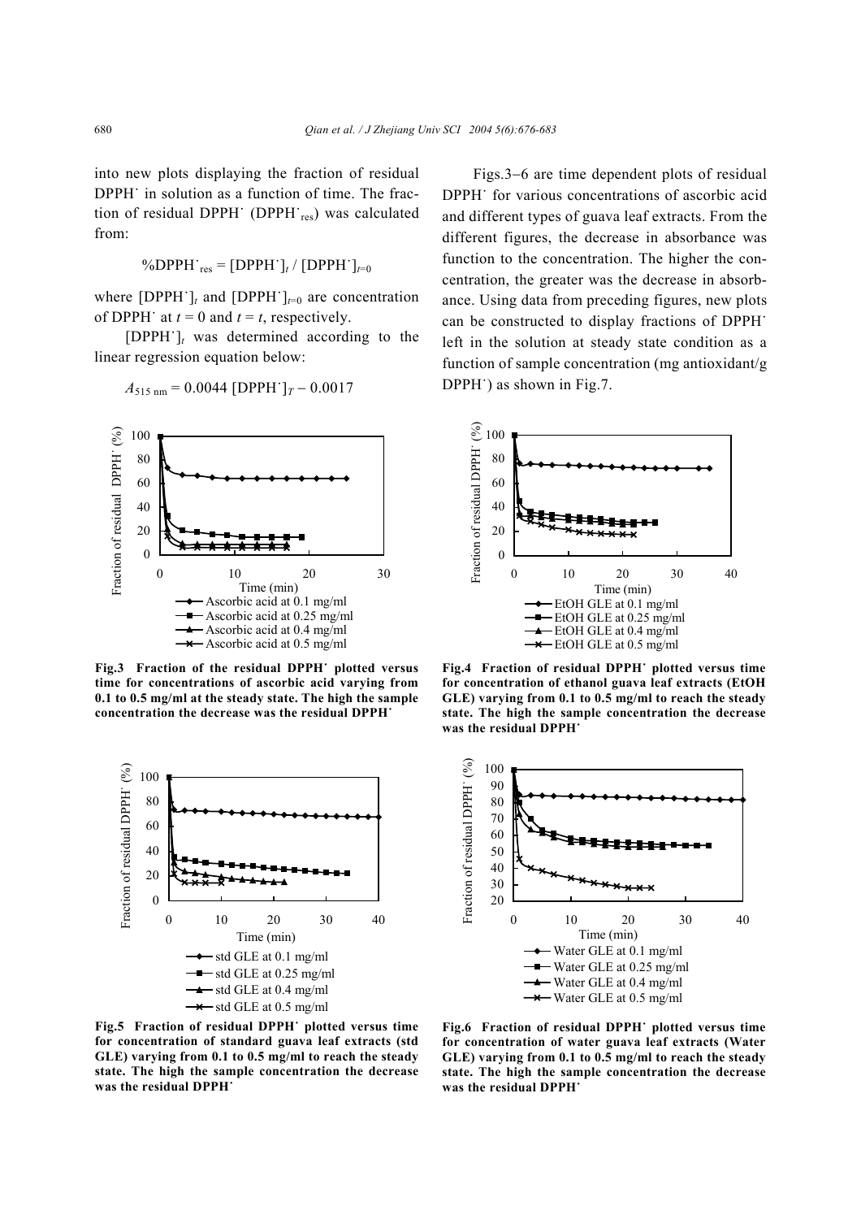into new plots displaying the fraction of residual DPPH˙ in solution as a function of time. The fraction of residual DPPH˙ ($DPPH^{\cdot}_{res}$) was calculated from:

$$\%DPPH^{\cdot}_{res} = [DPPH^{\cdot}]_t / [DPPH^{\cdot}]_{t=0}$$

where $[DPPH^{\cdot}]_t$ and $[DPPH^{\cdot}]_{t=0}$ are concentration of DPPH˙ at $t = 0$ and $t = t$, respectively.

$[DPPH^{\cdot}]_t$ was determined according to the linear regression equation below:

$$A_{515\text{ nm}} = 0.0044\,[DPPH^{\cdot}]_T - 0.0017$$

Figs.3–6 are time dependent plots of residual DPPH˙ for various concentrations of ascorbic acid and different types of guava leaf extracts. From the different figures, the decrease in absorbance was function to the concentration. The higher the concentration, the greater was the decrease in absorbance. Using data from preceding figures, new plots can be constructed to display fractions of DPPH˙ left in the solution at steady state condition as a function of sample concentration (mg antioxidant/g DPPH˙) as shown in Fig.7.

**Fig.3 Fraction of the residual DPPH˙ plotted versus time for concentrations of ascorbic acid varying from 0.1 to 0.5 mg/ml at the steady state. The high the sample concentration the decrease was the residual DPPH˙**

**Fig.4 Fraction of residual DPPH˙ plotted versus time for concentration of ethanol guava leaf extracts (EtOH GLE) varying from 0.1 to 0.5 mg/ml to reach the steady state. The high the sample concentration the decrease was the residual DPPH˙**

**Fig.5 Fraction of residual DPPH˙ plotted versus time for concentration of standard guava leaf extracts (std GLE) varying from 0.1 to 0.5 mg/ml to reach the steady state. The high the sample concentration the decrease was the residual DPPH˙**

**Fig.6 Fraction of residual DPPH˙ plotted versus time for concentration of water guava leaf extracts (Water GLE) varying from 0.1 to 0.5 mg/ml to reach the steady state. The high the sample concentration the decrease was the residual DPPH˙**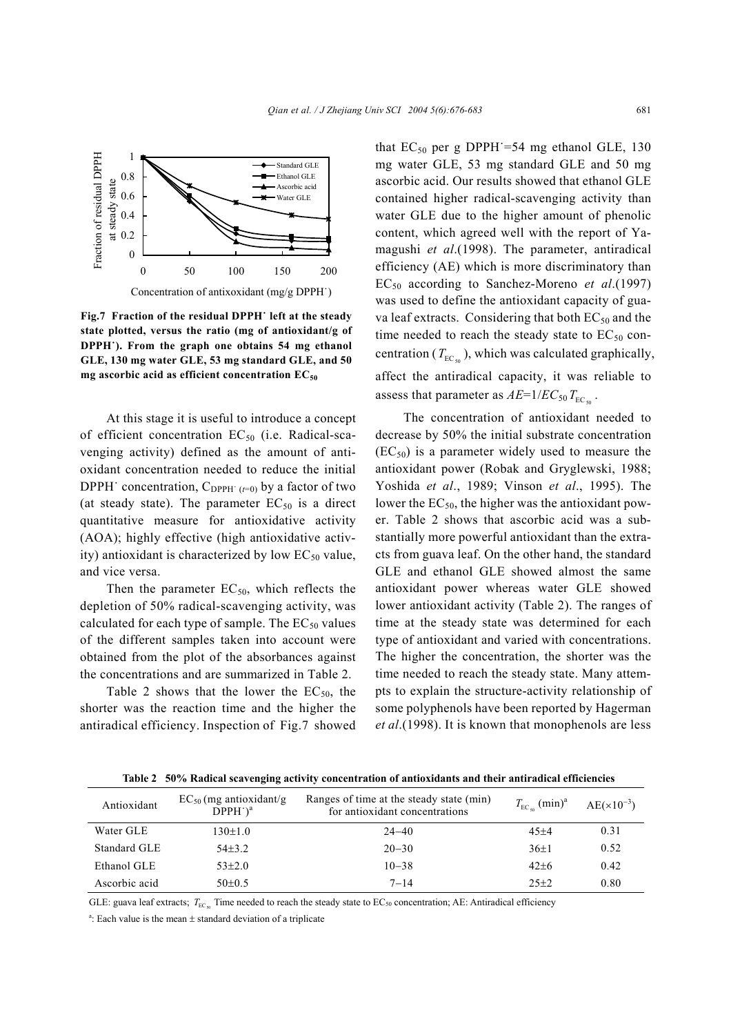Fig.7 Fraction of the residual DPPH˙ left at the steady state plotted, versus the ratio (mg of antioxidant/g of DPPH˙). From the graph one obtains 54 mg ethanol GLE, 130 mg water GLE, 53 mg standard GLE, and 50 mg ascorbic acid as efficient concentration $EC_{50}$

At this stage it is useful to introduce a concept of efficient concentration $EC_{50}$ (i.e. Radical-scavenging activity) defined as the amount of antioxidant concentration needed to reduce the initial DPPH˙ concentration, $C_{DPPH^{\cdot}(t=0)}$ by a factor of two (at steady state). The parameter $EC_{50}$ is a direct quantitative measure for antioxidative activity (AOA); highly effective (high antioxidative activity) antioxidant is characterized by low $EC_{50}$ value, and vice versa.

Then the parameter $EC_{50}$, which reflects the depletion of 50% radical-scavenging activity, was calculated for each type of sample. The $EC_{50}$ values of the different samples taken into account were obtained from the plot of the absorbances against the concentrations and are summarized in Table 2.

Table 2 shows that the lower the $EC_{50}$, the shorter was the reaction time and the higher the antiradical efficiency. Inspection of Fig.7 showed that $EC_{50}$ per g DPPH˙=54 mg ethanol GLE, 130 mg water GLE, 53 mg standard GLE and 50 mg ascorbic acid. Our results showed that ethanol GLE contained higher radical-scavenging activity than water GLE due to the higher amount of phenolic content, which agreed well with the report of Yamagushi *et al*.(1998). The parameter, antiradical efficiency (AE) which is more discriminatory than $EC_{50}$ according to Sanchez-Moreno *et al*.(1997) was used to define the antioxidant capacity of guava leaf extracts. Considering that both $EC_{50}$ and the time needed to reach the steady state to $EC_{50}$ concentration ($T_{EC_{50}}$), which was calculated graphically, affect the antiradical capacity, it was reliable to assess that parameter as $AE=1/EC_{50}T_{EC_{50}}$.

The concentration of antioxidant needed to decrease by 50% the initial substrate concentration ($EC_{50}$) is a parameter widely used to measure the antioxidant power (Robak and Gryglewski, 1988; Yoshida *et al*., 1989; Vinson *et al*., 1995). The lower the $EC_{50}$, the higher was the antioxidant power. Table 2 shows that ascorbic acid was a substantially more powerful antioxidant than the extracts from guava leaf. On the other hand, the standard GLE and ethanol GLE showed almost the same antioxidant power whereas water GLE showed lower antioxidant activity (Table 2). The ranges of time at the steady state was determined for each type of antioxidant and varied with concentrations. The higher the concentration, the shorter was the time needed to reach the steady state. Many attempts to explain the structure-activity relationship of some polyphenols have been reported by Hagerman *et al*.(1998). It is known that monophenols are less

**Table 2 50% Radical scavenging activity concentration of antioxidants and their antiradical efficiencies**

| Antioxidant | $EC_{50}$ (mg antioxidant/g DPPH˙)[a] | Ranges of time at the steady state (min) for antioxidant concentrations | $T_{EC_{50}}$ (min)[a] | AE($\times10^{-3}$) |
|---|---|---|---|---|
| Water GLE | 130±1.0 | 24−40 | 45±4 | 0.31 |
| Standard GLE | 54±3.2 | 20−30 | 36±1 | 0.52 |
| Ethanol GLE | 53±2.0 | 10−38 | 42±6 | 0.42 |
| Ascorbic acid | 50±0.5 | 7−14 | 25±2 | 0.80 |

GLE: guava leaf extracts; $T_{EC_{50}}$ Time needed to reach the steady state to $EC_{50}$ concentration; AE: Antiradical efficiency

[a]: Each value is the mean ± standard deviation of a triplicate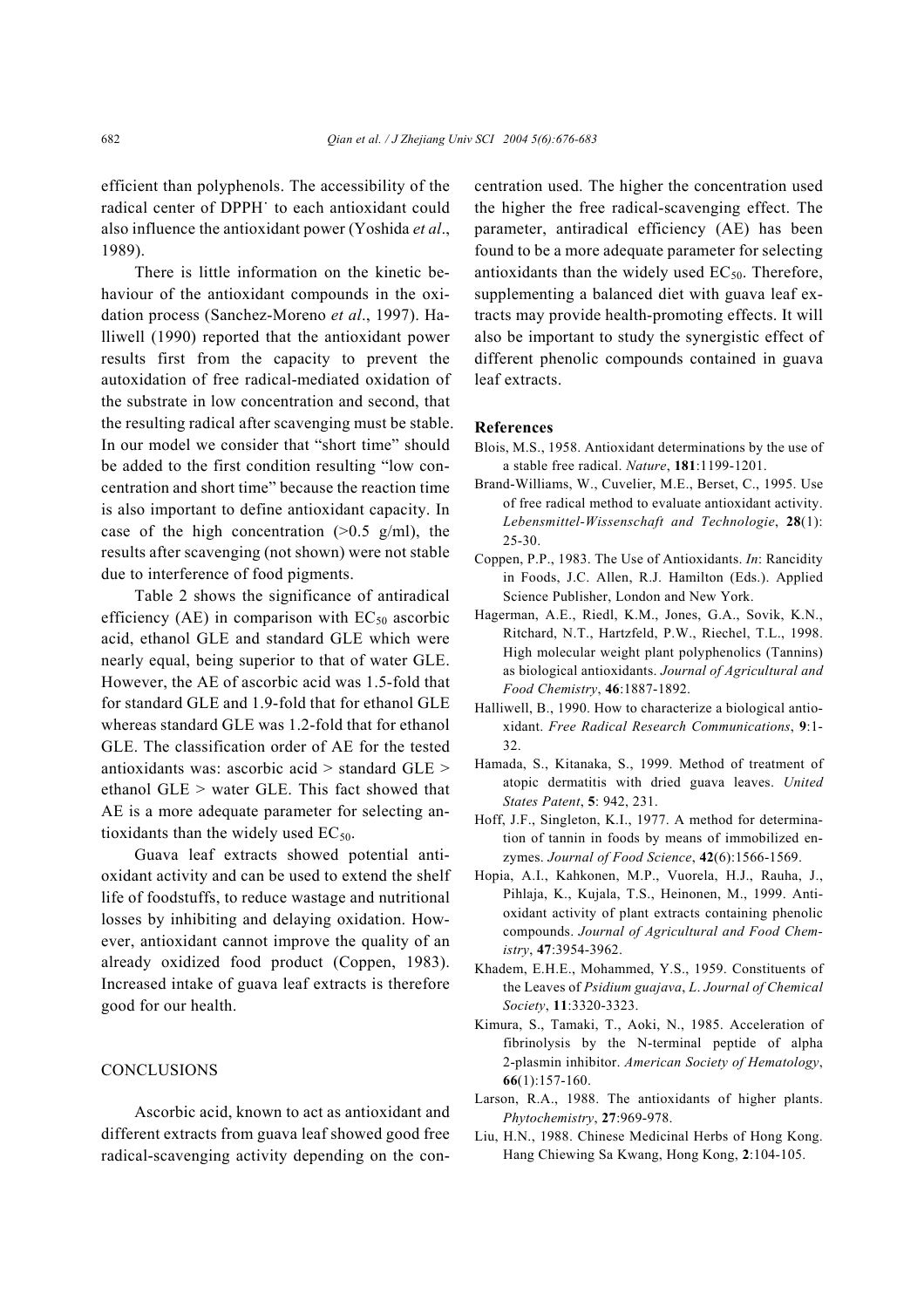efficient than polyphenols. The accessibility of the radical center of DPPH˙ to each antioxidant could also influence the antioxidant power (Yoshida *et al*., 1989).

There is little information on the kinetic behaviour of the antioxidant compounds in the oxidation process (Sanchez-Moreno *et al*., 1997). Halliwell (1990) reported that the antioxidant power results first from the capacity to prevent the autoxidation of free radical-mediated oxidation of the substrate in low concentration and second, that the resulting radical after scavenging must be stable. In our model we consider that "short time" should be added to the first condition resulting "low concentration and short time" because the reaction time is also important to define antioxidant capacity. In case of the high concentration (>0.5 g/ml), the results after scavenging (not shown) were not stable due to interference of food pigments.

Table 2 shows the significance of antiradical efficiency (AE) in comparison with $EC_{50}$ ascorbic acid, ethanol GLE and standard GLE which were nearly equal, being superior to that of water GLE. However, the AE of ascorbic acid was 1.5-fold that for standard GLE and 1.9-fold that for ethanol GLE whereas standard GLE was 1.2-fold that for ethanol GLE. The classification order of AE for the tested antioxidants was: ascorbic acid > standard GLE > ethanol GLE > water GLE. This fact showed that AE is a more adequate parameter for selecting antioxidants than the widely used $EC_{50}$.

Guava leaf extracts showed potential antioxidant activity and can be used to extend the shelf life of foodstuffs, to reduce wastage and nutritional losses by inhibiting and delaying oxidation. However, antioxidant cannot improve the quality of an already oxidized food product (Coppen, 1983). Increased intake of guava leaf extracts is therefore good for our health.

## CONCLUSIONS

Ascorbic acid, known to act as antioxidant and different extracts from guava leaf showed good free radical-scavenging activity depending on the concentration used. The higher the concentration used the higher the free radical-scavenging effect. The parameter, antiradical efficiency (AE) has been found to be a more adequate parameter for selecting antioxidants than the widely used $EC_{50}$. Therefore, supplementing a balanced diet with guava leaf extracts may provide health-promoting effects. It will also be important to study the synergistic effect of different phenolic compounds contained in guava leaf extracts.

## References

Blois, M.S., 1958. Antioxidant determinations by the use of a stable free radical. *Nature*, **181**:1199-1201.

Brand-Williams, W., Cuvelier, M.E., Berset, C., 1995. Use of free radical method to evaluate antioxidant activity. *Lebensmittel-Wissenschaft and Technologie*, **28**(1): 25-30.

Coppen, P.P., 1983. The Use of Antioxidants. *In*: Rancidity in Foods, J.C. Allen, R.J. Hamilton (Eds.). Applied Science Publisher, London and New York.

Hagerman, A.E., Riedl, K.M., Jones, G.A., Sovik, K.N., Ritchard, N.T., Hartzfeld, P.W., Riechel, T.L., 1998. High molecular weight plant polyphenolics (Tannins) as biological antioxidants. *Journal of Agricultural and Food Chemistry*, **46**:1887-1892.

Halliwell, B., 1990. How to characterize a biological antioxidant. *Free Radical Research Communications*, **9**:1-32.

Hamada, S., Kitanaka, S., 1999. Method of treatment of atopic dermatitis with dried guava leaves. *United States Patent*, **5**: 942, 231.

Hoff, J.F., Singleton, K.I., 1977. A method for determination of tannin in foods by means of immobilized enzymes. *Journal of Food Science*, **42**(6):1566-1569.

Hopia, A.I., Kahkonen, M.P., Vuorela, H.J., Rauha, J., Pihlaja, K., Kujala, T.S., Heinonen, M., 1999. Antioxidant activity of plant extracts containing phenolic compounds. *Journal of Agricultural and Food Chemistry*, **47**:3954-3962.

Khadem, E.H.E., Mohammed, Y.S., 1959. Constituents of the Leaves of *Psidium guajava*, *L*. *Journal of Chemical Society*, **11**:3320-3323.

Kimura, S., Tamaki, T., Aoki, N., 1985. Acceleration of fibrinolysis by the N-terminal peptide of alpha 2-plasmin inhibitor. *American Society of Hematology*, **66**(1):157-160.

Larson, R.A., 1988. The antioxidants of higher plants. *Phytochemistry*, **27**:969-978.

Liu, H.N., 1988. Chinese Medicinal Herbs of Hong Kong. Hang Chiewing Sa Kwang, Hong Kong, **2**:104-105.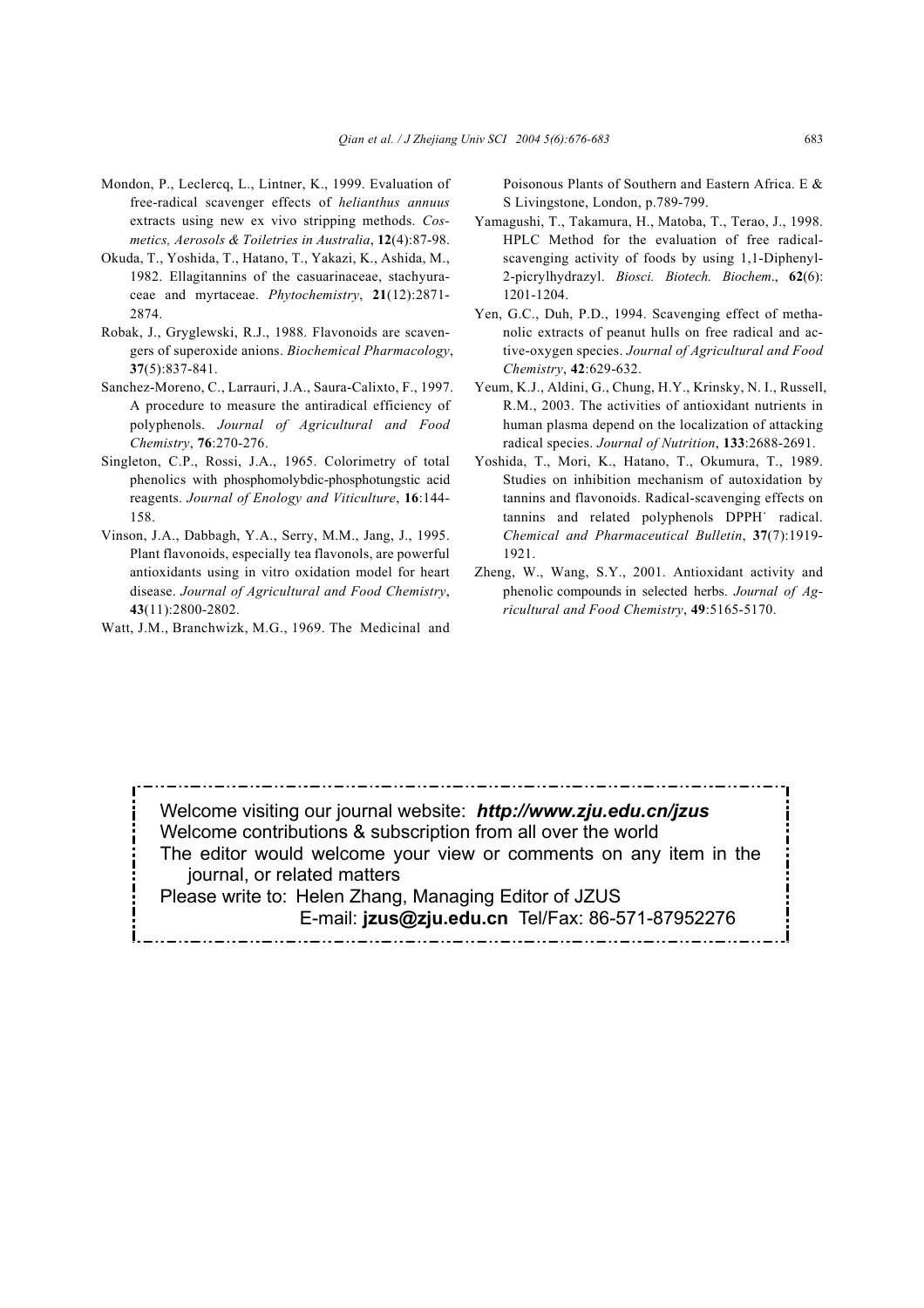Mondon, P., Leclercq, L., Lintner, K., 1999. Evaluation of free-radical scavenger effects of *helianthus annuus* extracts using new ex vivo stripping methods. *Cosmetics, Aerosols & Toiletries in Australia*, **12**(4):87-98.

Okuda, T., Yoshida, T., Hatano, T., Yakazi, K., Ashida, M., 1982. Ellagitannins of the casuarinaceae, stachyuraceae and myrtaceae. *Phytochemistry*, **21**(12):2871-2874.

Robak, J., Gryglewski, R.J., 1988. Flavonoids are scavengers of superoxide anions. *Biochemical Pharmacology*, **37**(5):837-841.

Sanchez-Moreno, C., Larrauri, J.A., Saura-Calixto, F., 1997. A procedure to measure the antiradical efficiency of polyphenols. *Journal of Agricultural and Food Chemistry*, **76**:270-276.

Singleton, C.P., Rossi, J.A., 1965. Colorimetry of total phenolics with phosphomolybdic-phosphotungstic acid reagents. *Journal of Enology and Viticulture*, **16**:144-158.

Vinson, J.A., Dabbagh, Y.A., Serry, M.M., Jang, J., 1995. Plant flavonoids, especially tea flavonols, are powerful antioxidants using in vitro oxidation model for heart disease. *Journal of Agricultural and Food Chemistry*, **43**(11):2800-2802.

Watt, J.M., Branchwizk, M.G., 1969. The Medicinal and Poisonous Plants of Southern and Eastern Africa. E & S Livingstone, London, p.789-799.

Yamagushi, T., Takamura, H., Matoba, T., Terao, J., 1998. HPLC Method for the evaluation of free radical-scavenging activity of foods by using 1,1-Diphenyl-2-picrylhydrazyl. *Biosci. Biotech. Biochem*., **62**(6): 1201-1204.

Yen, G.C., Duh, P.D., 1994. Scavenging effect of methanolic extracts of peanut hulls on free radical and active-oxygen species. *Journal of Agricultural and Food Chemistry*, **42**:629-632.

Yeum, K.J., Aldini, G., Chung, H.Y., Krinsky, N. I., Russell, R.M., 2003. The activities of antioxidant nutrients in human plasma depend on the localization of attacking radical species. *Journal of Nutrition*, **133**:2688-2691.

Yoshida, T., Mori, K., Hatano, T., Okumura, T., 1989. Studies on inhibition mechanism of autoxidation by tannins and flavonoids. Radical-scavenging effects on tannins and related polyphenols DPPH˙ radical. *Chemical and Pharmaceutical Bulletin*, **37**(7):1919-1921.

Zheng, W., Wang, S.Y., 2001. Antioxidant activity and phenolic compounds in selected herbs. *Journal of Agricultural and Food Chemistry*, **49**:5165-5170.

Welcome visiting our journal website: ***http://www.zju.edu.cn/jzus***
Welcome contributions & subscription from all over the world
The editor would welcome your view or comments on any item in the journal, or related matters
Please write to: Helen Zhang, Managing Editor of JZUS
E-mail: **jzus@zju.edu.cn** Tel/Fax: 86-571-87952276